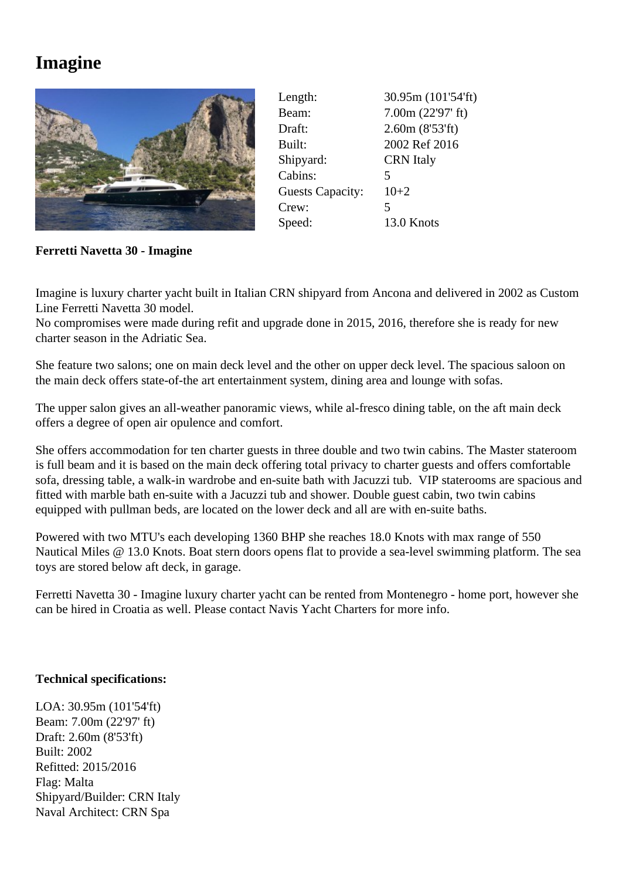# Imagine

| | |
|---|---|
| Length: | 30.95m (101'54'ft) |
| Beam: | 7.00m (22'97' ft) |
| Draft: | 2.60m (8'53'ft) |
| Built: | 2002 Ref 2016 |
| Shipyard: | CRN Italy |
| Cabins: | 5 |
| Guests Capacity: | 10+2 |
| Crew: | 5 |
| Speed: | 13.0 Knots |

**Ferretti Navetta 30 - Imagine**

Imagine is luxury charter yacht built in Italian CRN shipyard from Ancona and delivered in 2002 as Custom Line Ferretti Navetta 30 model.
No compromises were made during refit and upgrade done in 2015, 2016, therefore she is ready for new charter season in the Adriatic Sea.

She feature two salons; one on main deck level and the other on upper deck level. The spacious saloon on the main deck offers state-of-the art entertainment system, dining area and lounge with sofas.

The upper salon gives an all-weather panoramic views, while al-fresco dining table, on the aft main deck offers a degree of open air opulence and comfort.

She offers accommodation for ten charter guests in three double and two twin cabins. The Master stateroom is full beam and it is based on the main deck offering total privacy to charter guests and offers comfortable sofa, dressing table, a walk-in wardrobe and en-suite bath with Jacuzzi tub. VIP staterooms are spacious and fitted with marble bath en-suite with a Jacuzzi tub and shower. Double guest cabin, two twin cabins equipped with pullman beds, are located on the lower deck and all are with en-suite baths.

Powered with two MTU's each developing 1360 BHP she reaches 18.0 Knots with max range of 550 Nautical Miles @ 13.0 Knots. Boat stern doors opens flat to provide a sea-level swimming platform. The sea toys are stored below aft deck, in garage.

Ferretti Navetta 30 - Imagine luxury charter yacht can be rented from Montenegro - home port, however she can be hired in Croatia as well. Please contact Navis Yacht Charters for more info.

**Technical specifications:**

LOA: 30.95m (101'54'ft)
Beam: 7.00m (22'97' ft)
Draft: 2.60m (8'53'ft)
Built: 2002
Refitted: 2015/2016
Flag: Malta
Shipyard/Builder: CRN Italy
Naval Architect: CRN Spa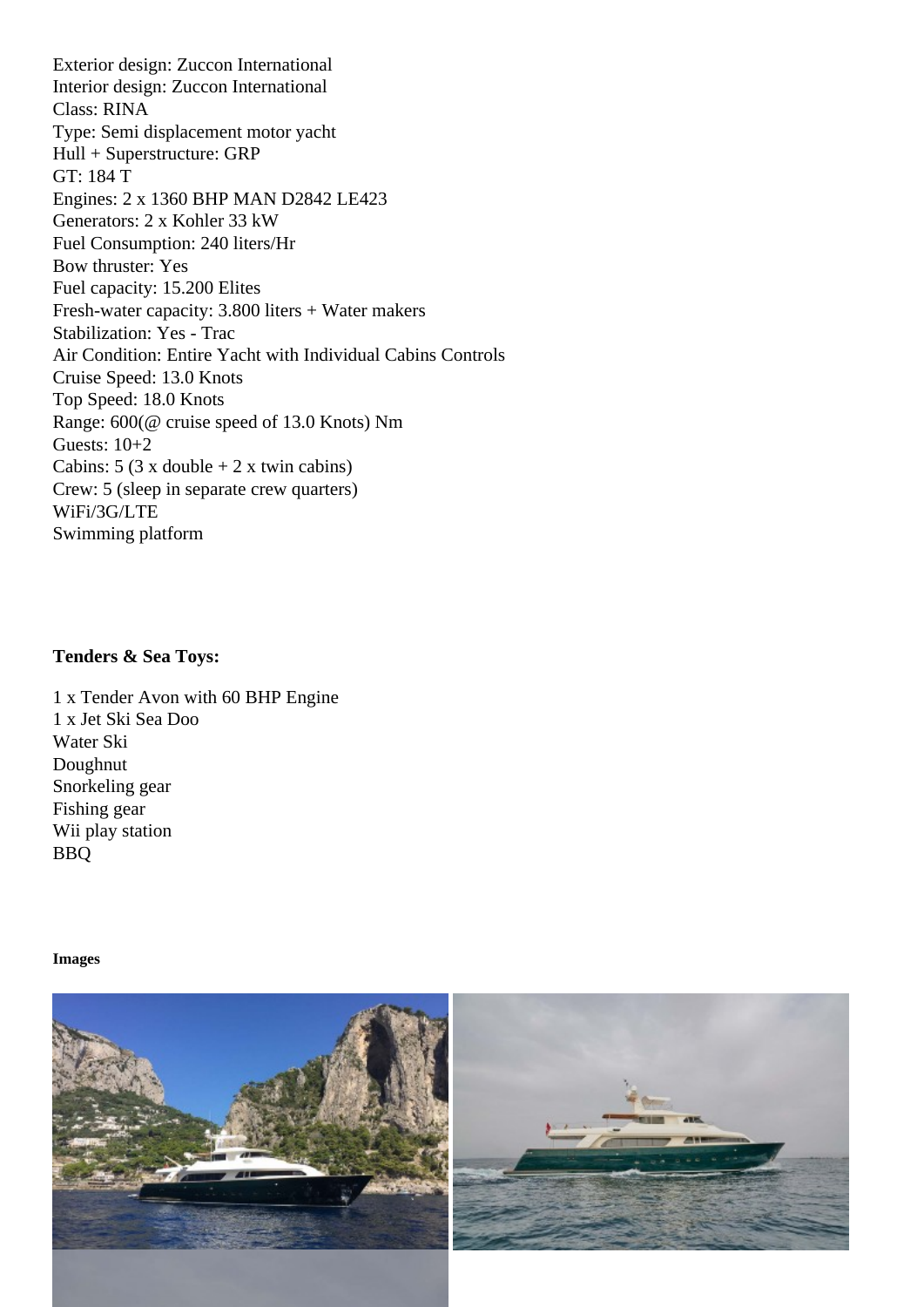Exterior design: Zuccon International
Interior design: Zuccon International
Class: RINA
Type: Semi displacement motor yacht
Hull + Superstructure: GRP
GT: 184 T
Engines: 2 x 1360 BHP MAN D2842 LE423
Generators: 2 x Kohler 33 kW
Fuel Consumption: 240 liters/Hr
Bow thruster: Yes
Fuel capacity: 15.200 Elites
Fresh-water capacity: 3.800 liters + Water makers
Stabilization: Yes - Trac
Air Condition: Entire Yacht with Individual Cabins Controls
Cruise Speed: 13.0 Knots
Top Speed: 18.0 Knots
Range: 600(@ cruise speed of 13.0 Knots) Nm
Guests: 10+2
Cabins: 5 (3 x double + 2 x twin cabins)
Crew: 5 (sleep in separate crew quarters)
WiFi/3G/LTE
Swimming platform

**Tenders & Sea Toys:**

1 x Tender Avon with 60 BHP Engine
1 x Jet Ski Sea Doo
Water Ski
Doughnut
Snorkeling gear
Fishing gear
Wii play station
BBQ

**Images**